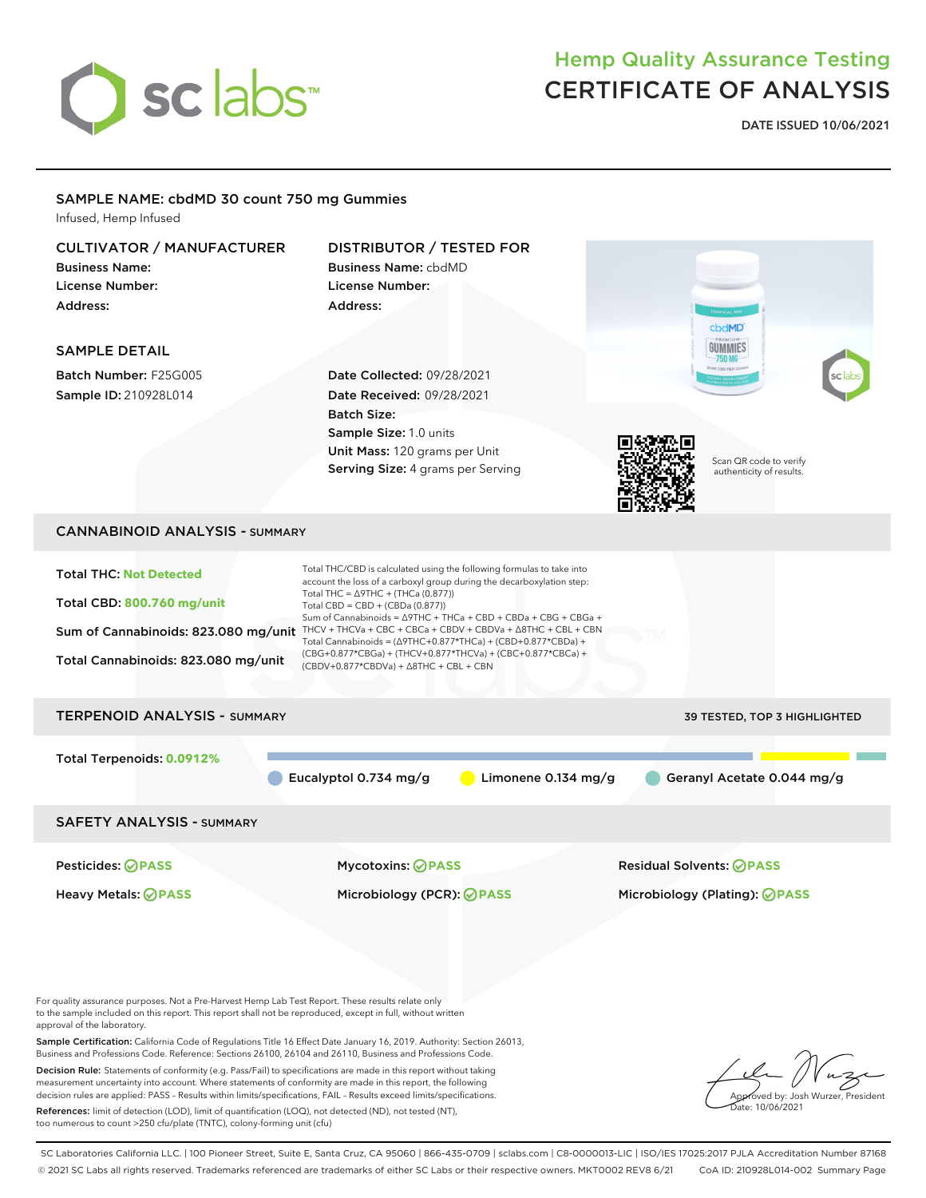# Hemp Quality Assurance Testing
# CERTIFICATE OF ANALYSIS

**DATE ISSUED 10/06/2021**

## SAMPLE NAME: cbdMD 30 count 750 mg Gummies

Infused, Hemp Infused

### CULTIVATOR / MANUFACTURER

**Business Name:**
**License Number:**
**Address:**

### DISTRIBUTOR / TESTED FOR

**Business Name:** cbdMD
**License Number:**
**Address:**

### SAMPLE DETAIL

**Batch Number:** F25G005
**Sample ID:** 210928L014

**Date Collected:** 09/28/2021
**Date Received:** 09/28/2021
**Batch Size:**
**Sample Size:** 1.0 units
**Unit Mass:** 120 grams per Unit
**Serving Size:** 4 grams per Serving

Scan QR code to verify authenticity of results.

## CANNABINOID ANALYSIS - SUMMARY

**Total THC:** Not Detected

**Total CBD:** 800.760 mg/unit

**Sum of Cannabinoids:** 823.080 mg/unit

**Total Cannabinoids:** 823.080 mg/unit

Total THC/CBD is calculated using the following formulas to take into account the loss of a carboxyl group during the decarboxylation step:
Total THC = Δ9THC + (THCa (0.877))
Total CBD = CBD + (CBDa (0.877))
Sum of Cannabinoids = Δ9THC + THCa + CBD + CBDa + CBG + CBGa + THCV + THCVa + CBC + CBCa + CBDV + CBDVa + Δ8THC + CBL + CBN
Total Cannabinoids = (Δ9THC+0.877*THCa) + (CBD+0.877*CBDa) + (CBG+0.877*CBGa) + (THCV+0.877*THCVa) + (CBC+0.877*CBCa) + (CBDV+0.877*CBDVa) + Δ8THC + CBL + CBN

## TERPENOID ANALYSIS - SUMMARY

39 TESTED, TOP 3 HIGHLIGHTED

**Total Terpenoids:** 0.0912%

Eucalyptol 0.734 mg/g | Limonene 0.134 mg/g | Geranyl Acetate 0.044 mg/g

## SAFETY ANALYSIS - SUMMARY

| | | |
|---|---|---|
| Pesticides: PASS | Mycotoxins: PASS | Residual Solvents: PASS |
| Heavy Metals: PASS | Microbiology (PCR): PASS | Microbiology (Plating): PASS |

For quality assurance purposes. Not a Pre-Harvest Hemp Lab Test Report. These results relate only to the sample included on this report. This report shall not be reproduced, except in full, without written approval of the laboratory.

**Sample Certification:** California Code of Regulations Title 16 Effect Date January 16, 2019. Authority: Section 26013, Business and Professions Code. Reference: Sections 26100, 26104 and 26110, Business and Professions Code.

**Decision Rule:** Statements of conformity (e.g. Pass/Fail) to specifications are made in this report without taking measurement uncertainty into account. Where statements of conformity are made in this report, the following decision rules are applied: PASS – Results within limits/specifications, FAIL – Results exceed limits/specifications.

**References:** limit of detection (LOD), limit of quantification (LOQ), not detected (ND), not tested (NT), too numerous to count >250 cfu/plate (TNTC), colony-forming unit (cfu)

Approved by: Josh Wurzer, President
Date: 10/06/2021

SC Laboratories California LLC. | 100 Pioneer Street, Suite E, Santa Cruz, CA 95060 | 866-435-0709 | sclabs.com | C8-0000013-LIC | ISO/IES 17025:2017 PJLA Accreditation Number 87168
© 2021 SC Labs all rights reserved. Trademarks referenced are trademarks of either SC Labs or their respective owners. MKT0002 REV8 6/21 CoA ID: 210928L014-002 Summary Page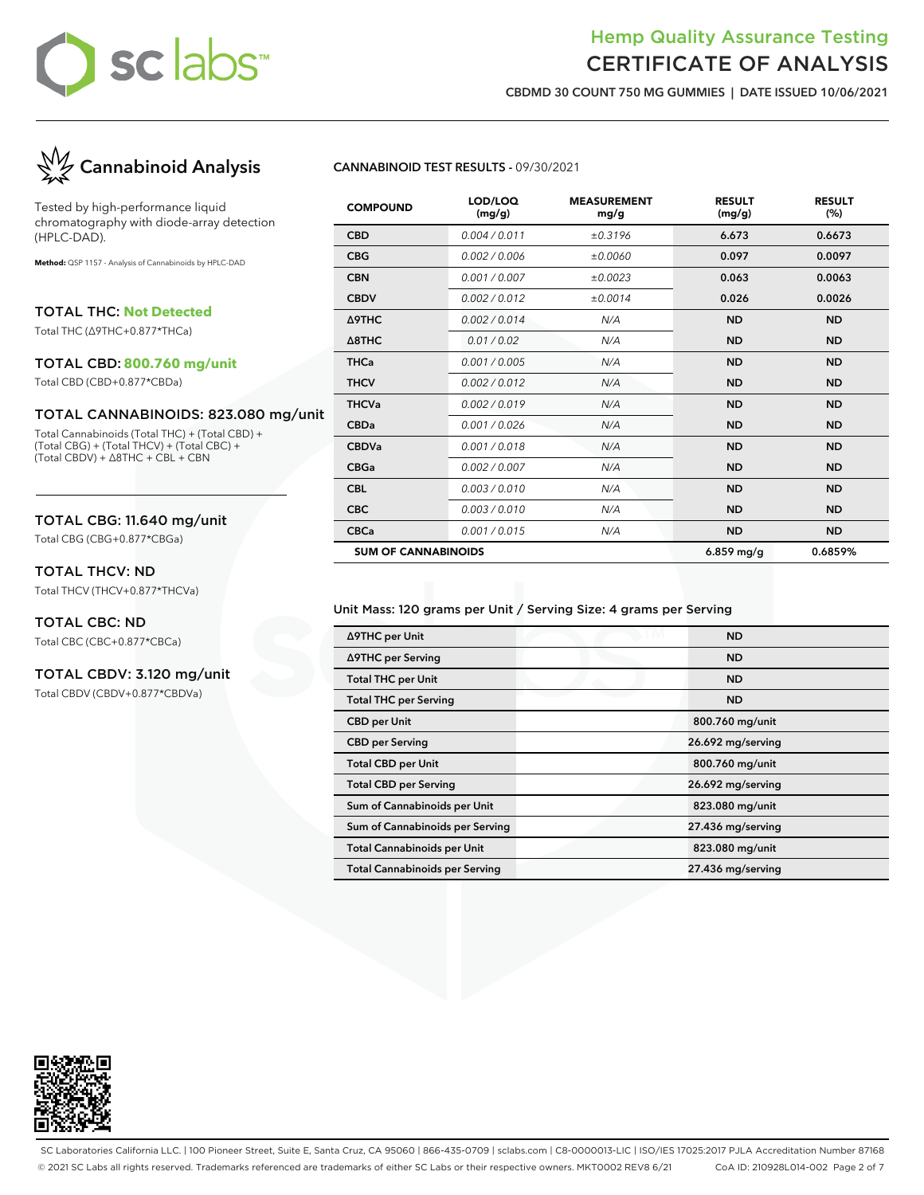# Hemp Quality Assurance Testing
# CERTIFICATE OF ANALYSIS

**CBDMD 30 COUNT 750 MG GUMMIES | DATE ISSUED 10/06/2021**

## Cannabinoid Analysis

Tested by high-performance liquid chromatography with diode-array detection (HPLC-DAD).

**Method:** QSP 1157 - Analysis of Cannabinoids by HPLC-DAD

### TOTAL THC: Not Detected

Total THC (Δ9THC+0.877*THCa)

### TOTAL CBD: 800.760 mg/unit

Total CBD (CBD+0.877*CBDa)

### TOTAL CANNABINOIDS: 823.080 mg/unit

Total Cannabinoids (Total THC) + (Total CBD) + (Total CBG) + (Total THCV) + (Total CBC) + (Total CBDV) + Δ8THC + CBL + CBN

### TOTAL CBG: 11.640 mg/unit

Total CBG (CBG+0.877*CBGa)

### TOTAL THCV: ND

Total THCV (THCV+0.877*THCVa)

### TOTAL CBC: ND

Total CBC (CBC+0.877*CBCa)

### TOTAL CBDV: 3.120 mg/unit

Total CBDV (CBDV+0.877*CBDVa)

**CANNABINOID TEST RESULTS** - 09/30/2021

| COMPOUND | LOD/LOQ (mg/g) | MEASUREMENT mg/g | RESULT (mg/g) | RESULT (%) |
|---|---|---|---|---|
| CBD | 0.004 / 0.011 | ±0.3196 | 6.673 | 0.6673 |
| CBG | 0.002 / 0.006 | ±0.0060 | 0.097 | 0.0097 |
| CBN | 0.001 / 0.007 | ±0.0023 | 0.063 | 0.0063 |
| CBDV | 0.002 / 0.012 | ±0.0014 | 0.026 | 0.0026 |
| Δ9THC | 0.002 / 0.014 | N/A | ND | ND |
| Δ8THC | 0.01 / 0.02 | N/A | ND | ND |
| THCa | 0.001 / 0.005 | N/A | ND | ND |
| THCV | 0.002 / 0.012 | N/A | ND | ND |
| THCVa | 0.002 / 0.019 | N/A | ND | ND |
| CBDa | 0.001 / 0.026 | N/A | ND | ND |
| CBDVa | 0.001 / 0.018 | N/A | ND | ND |
| CBGa | 0.002 / 0.007 | N/A | ND | ND |
| CBL | 0.003 / 0.010 | N/A | ND | ND |
| CBC | 0.003 / 0.010 | N/A | ND | ND |
| CBCa | 0.001 / 0.015 | N/A | ND | ND |
| **SUM OF CANNABINOIDS** | | | 6.859 mg/g | 0.6859% |

Unit Mass: 120 grams per Unit / Serving Size: 4 grams per Serving

| | |
|---|---|
| Δ9THC per Unit | ND |
| Δ9THC per Serving | ND |
| Total THC per Unit | ND |
| Total THC per Serving | ND |
| CBD per Unit | 800.760 mg/unit |
| CBD per Serving | 26.692 mg/serving |
| Total CBD per Unit | 800.760 mg/unit |
| Total CBD per Serving | 26.692 mg/serving |
| Sum of Cannabinoids per Unit | 823.080 mg/unit |
| Sum of Cannabinoids per Serving | 27.436 mg/serving |
| Total Cannabinoids per Unit | 823.080 mg/unit |
| Total Cannabinoids per Serving | 27.436 mg/serving |

SC Laboratories California LLC. | 100 Pioneer Street, Suite E, Santa Cruz, CA 95060 | 866-435-0709 | sclabs.com | C8-0000013-LIC | ISO/IES 17025:2017 PJLA Accreditation Number 87168
© 2021 SC Labs all rights reserved. Trademarks referenced are trademarks of either SC Labs or their respective owners. MKT0002 REV8 6/21 CoA ID: 210928L014-002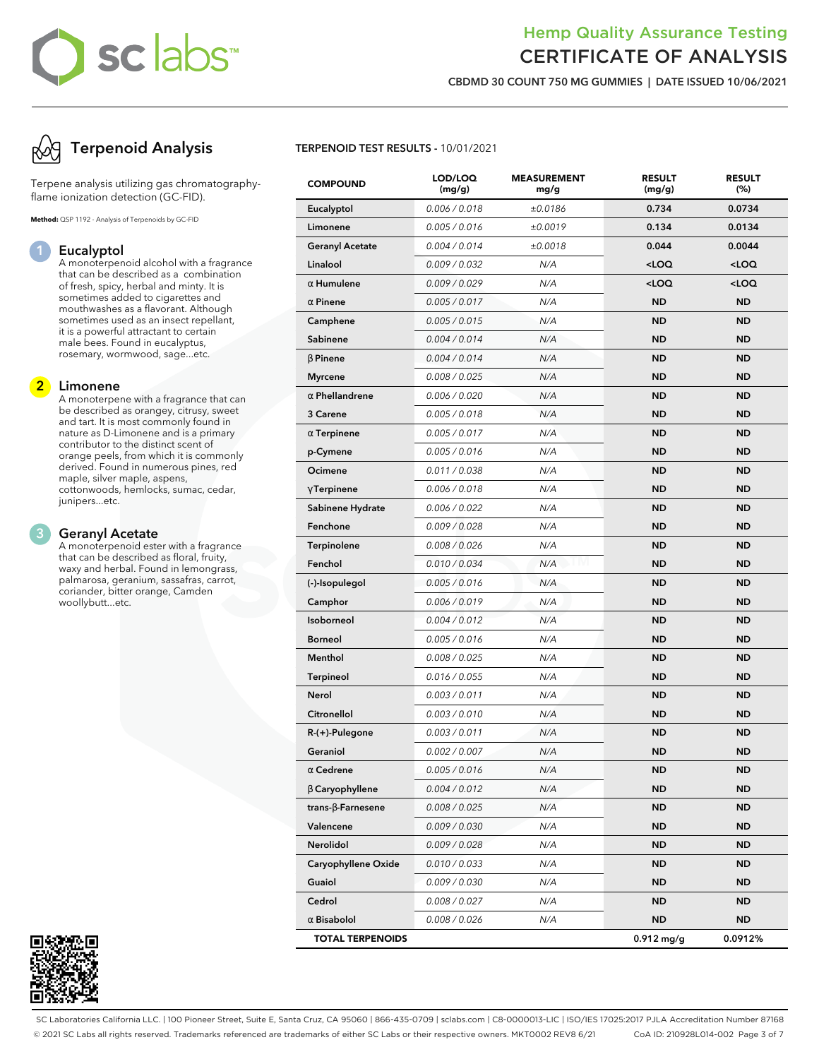# Hemp Quality Assurance Testing
# CERTIFICATE OF ANALYSIS

**CBDMD 30 COUNT 750 MG GUMMIES | DATE ISSUED 10/06/2021**

## Terpenoid Analysis

Terpene analysis utilizing gas chromatography-flame ionization detection (GC-FID).

**Method:** QSP 1192 - Analysis of Terpenoids by GC-FID

### 1 Eucalyptol

A monoterpenoid alcohol with a fragrance that can be described as a combination of fresh, spicy, herbal and minty. It is sometimes added to cigarettes and mouthwashes as a flavorant. Although sometimes used as an insect repellant, it is a powerful attractant to certain male bees. Found in eucalyptus, rosemary, wormwood, sage...etc.

### 2 Limonene

A monoterpene with a fragrance that can be described as orangey, citrusy, sweet and tart. It is most commonly found in nature as D-Limonene and is a primary contributor to the distinct scent of orange peels, from which it is commonly derived. Found in numerous pines, red maple, silver maple, aspens, cottonwoods, hemlocks, sumac, cedar, junipers...etc.

### 3 Geranyl Acetate

A monoterpenoid ester with a fragrance that can be described as floral, fruity, waxy and herbal. Found in lemongrass, palmarosa, geranium, sassafras, carrot, coriander, bitter orange, Camden woollybutt...etc.

**TERPENOID TEST RESULTS** - 10/01/2021

| COMPOUND | LOD/LOQ (mg/g) | MEASUREMENT mg/g | RESULT (mg/g) | RESULT (%) |
|---|---|---|---|---|
| Eucalyptol | 0.006 / 0.018 | ±0.0186 | 0.734 | 0.0734 |
| Limonene | 0.005 / 0.016 | ±0.0019 | 0.134 | 0.0134 |
| Geranyl Acetate | 0.004 / 0.014 | ±0.0018 | 0.044 | 0.0044 |
| Linalool | 0.009 / 0.032 | N/A | <LOQ | <LOQ |
| α Humulene | 0.009 / 0.029 | N/A | <LOQ | <LOQ |
| α Pinene | 0.005 / 0.017 | N/A | ND | ND |
| Camphene | 0.005 / 0.015 | N/A | ND | ND |
| Sabinene | 0.004 / 0.014 | N/A | ND | ND |
| β Pinene | 0.004 / 0.014 | N/A | ND | ND |
| Myrcene | 0.008 / 0.025 | N/A | ND | ND |
| α Phellandrene | 0.006 / 0.020 | N/A | ND | ND |
| 3 Carene | 0.005 / 0.018 | N/A | ND | ND |
| α Terpinene | 0.005 / 0.017 | N/A | ND | ND |
| p-Cymene | 0.005 / 0.016 | N/A | ND | ND |
| Ocimene | 0.011 / 0.038 | N/A | ND | ND |
| γTerpinene | 0.006 / 0.018 | N/A | ND | ND |
| Sabinene Hydrate | 0.006 / 0.022 | N/A | ND | ND |
| Fenchone | 0.009 / 0.028 | N/A | ND | ND |
| Terpinolene | 0.008 / 0.026 | N/A | ND | ND |
| Fenchol | 0.010 / 0.034 | N/A | ND | ND |
| (-)-Isopulegol | 0.005 / 0.016 | N/A | ND | ND |
| Camphor | 0.006 / 0.019 | N/A | ND | ND |
| Isoborneol | 0.004 / 0.012 | N/A | ND | ND |
| Borneol | 0.005 / 0.016 | N/A | ND | ND |
| Menthol | 0.008 / 0.025 | N/A | ND | ND |
| Terpineol | 0.016 / 0.055 | N/A | ND | ND |
| Nerol | 0.003 / 0.011 | N/A | ND | ND |
| Citronellol | 0.003 / 0.010 | N/A | ND | ND |
| R-(+)-Pulegone | 0.003 / 0.011 | N/A | ND | ND |
| Geraniol | 0.002 / 0.007 | N/A | ND | ND |
| α Cedrene | 0.005 / 0.016 | N/A | ND | ND |
| β Caryophyllene | 0.004 / 0.012 | N/A | ND | ND |
| trans-β-Farnesene | 0.008 / 0.025 | N/A | ND | ND |
| Valencene | 0.009 / 0.030 | N/A | ND | ND |
| Nerolidol | 0.009 / 0.028 | N/A | ND | ND |
| Caryophyllene Oxide | 0.010 / 0.033 | N/A | ND | ND |
| Guaiol | 0.009 / 0.030 | N/A | ND | ND |
| Cedrol | 0.008 / 0.027 | N/A | ND | ND |
| α Bisabolol | 0.008 / 0.026 | N/A | ND | ND |
| **TOTAL TERPENOIDS** | | | 0.912 mg/g | 0.0912% |

SC Laboratories California LLC. | 100 Pioneer Street, Suite E, Santa Cruz, CA 95060 | 866-435-0709 | sclabs.com | C8-0000013-LIC | ISO/IES 17025:2017 PJLA Accreditation Number 87168
© 2021 SC Labs all rights reserved. Trademarks referenced are trademarks of either SC Labs or their respective owners. MKT0002 REV8 6/21 CoA ID: 210928L014-002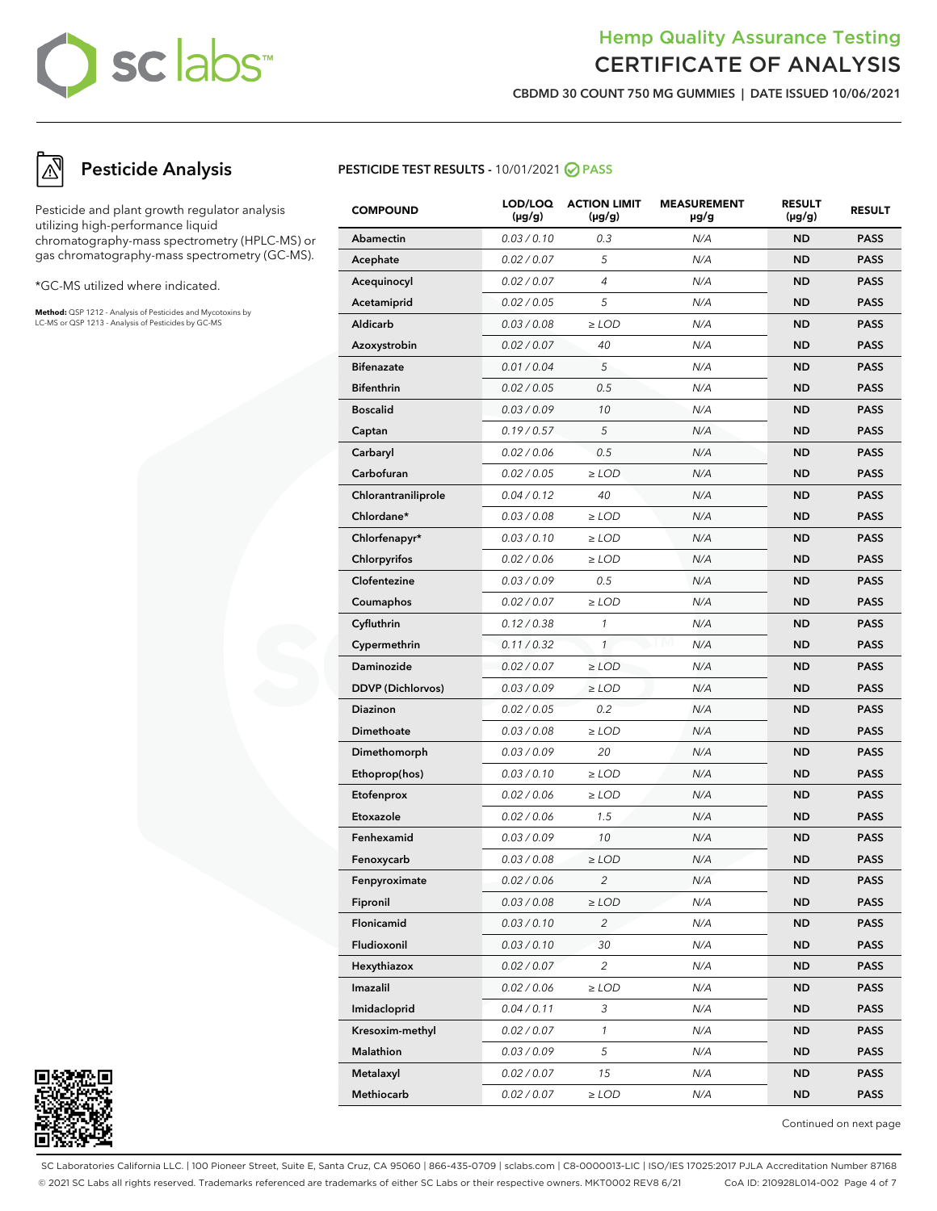# Hemp Quality Assurance Testing
# CERTIFICATE OF ANALYSIS

**CBDMD 30 COUNT 750 MG GUMMIES | DATE ISSUED 10/06/2021**

## Pesticide Analysis

Pesticide and plant growth regulator analysis utilizing high-performance liquid chromatography-mass spectrometry (HPLC-MS) or gas chromatography-mass spectrometry (GC-MS).

*GC-MS utilized where indicated.

**Method:** QSP 1212 - Analysis of Pesticides and Mycotoxins by LC-MS or QSP 1213 - Analysis of Pesticides by GC-MS

**PESTICIDE TEST RESULTS -** 10/01/2021 **PASS**

| COMPOUND | LOD/LOQ (μg/g) | ACTION LIMIT (μg/g) | MEASUREMENT μg/g | RESULT (μg/g) | RESULT |
|---|---|---|---|---|---|
| Abamectin | 0.03 / 0.10 | 0.3 | N/A | ND | PASS |
| Acephate | 0.02 / 0.07 | 5 | N/A | ND | PASS |
| Acequinocyl | 0.02 / 0.07 | 4 | N/A | ND | PASS |
| Acetamiprid | 0.02 / 0.05 | 5 | N/A | ND | PASS |
| Aldicarb | 0.03 / 0.08 | ≥ LOD | N/A | ND | PASS |
| Azoxystrobin | 0.02 / 0.07 | 40 | N/A | ND | PASS |
| Bifenazate | 0.01 / 0.04 | 5 | N/A | ND | PASS |
| Bifenthrin | 0.02 / 0.05 | 0.5 | N/A | ND | PASS |
| Boscalid | 0.03 / 0.09 | 10 | N/A | ND | PASS |
| Captan | 0.19 / 0.57 | 5 | N/A | ND | PASS |
| Carbaryl | 0.02 / 0.06 | 0.5 | N/A | ND | PASS |
| Carbofuran | 0.02 / 0.05 | ≥ LOD | N/A | ND | PASS |
| Chlorantraniliprole | 0.04 / 0.12 | 40 | N/A | ND | PASS |
| Chlordane* | 0.03 / 0.08 | ≥ LOD | N/A | ND | PASS |
| Chlorfenapyr* | 0.03 / 0.10 | ≥ LOD | N/A | ND | PASS |
| Chlorpyrifos | 0.02 / 0.06 | ≥ LOD | N/A | ND | PASS |
| Clofentezine | 0.03 / 0.09 | 0.5 | N/A | ND | PASS |
| Coumaphos | 0.02 / 0.07 | ≥ LOD | N/A | ND | PASS |
| Cyfluthrin | 0.12 / 0.38 | 1 | N/A | ND | PASS |
| Cypermethrin | 0.11 / 0.32 | 1 | N/A | ND | PASS |
| Daminozide | 0.02 / 0.07 | ≥ LOD | N/A | ND | PASS |
| DDVP (Dichlorvos) | 0.03 / 0.09 | ≥ LOD | N/A | ND | PASS |
| Diazinon | 0.02 / 0.05 | 0.2 | N/A | ND | PASS |
| Dimethoate | 0.03 / 0.08 | ≥ LOD | N/A | ND | PASS |
| Dimethomorph | 0.03 / 0.09 | 20 | N/A | ND | PASS |
| Ethoprop(hos) | 0.03 / 0.10 | ≥ LOD | N/A | ND | PASS |
| Etofenprox | 0.02 / 0.06 | ≥ LOD | N/A | ND | PASS |
| Etoxazole | 0.02 / 0.06 | 1.5 | N/A | ND | PASS |
| Fenhexamid | 0.03 / 0.09 | 10 | N/A | ND | PASS |
| Fenoxycarb | 0.03 / 0.08 | ≥ LOD | N/A | ND | PASS |
| Fenpyroximate | 0.02 / 0.06 | 2 | N/A | ND | PASS |
| Fipronil | 0.03 / 0.08 | ≥ LOD | N/A | ND | PASS |
| Flonicamid | 0.03 / 0.10 | 2 | N/A | ND | PASS |
| Fludioxonil | 0.03 / 0.10 | 30 | N/A | ND | PASS |
| Hexythiazox | 0.02 / 0.07 | 2 | N/A | ND | PASS |
| Imazalil | 0.02 / 0.06 | ≥ LOD | N/A | ND | PASS |
| Imidacloprid | 0.04 / 0.11 | 3 | N/A | ND | PASS |
| Kresoxim-methyl | 0.02 / 0.07 | 1 | N/A | ND | PASS |
| Malathion | 0.03 / 0.09 | 5 | N/A | ND | PASS |
| Metalaxyl | 0.02 / 0.07 | 15 | N/A | ND | PASS |
| Methiocarb | 0.02 / 0.07 | ≥ LOD | N/A | ND | PASS |

Continued on next page

SC Laboratories California LLC. | 100 Pioneer Street, Suite E, Santa Cruz, CA 95060 | 866-435-0709 | sclabs.com | C8-0000013-LIC | ISO/IES 17025:2017 PJLA Accreditation Number 87168
© 2021 SC Labs all rights reserved. Trademarks referenced are trademarks of either SC Labs or their respective owners. MKT0002 REV8 6/21 CoA ID: 210928L014-002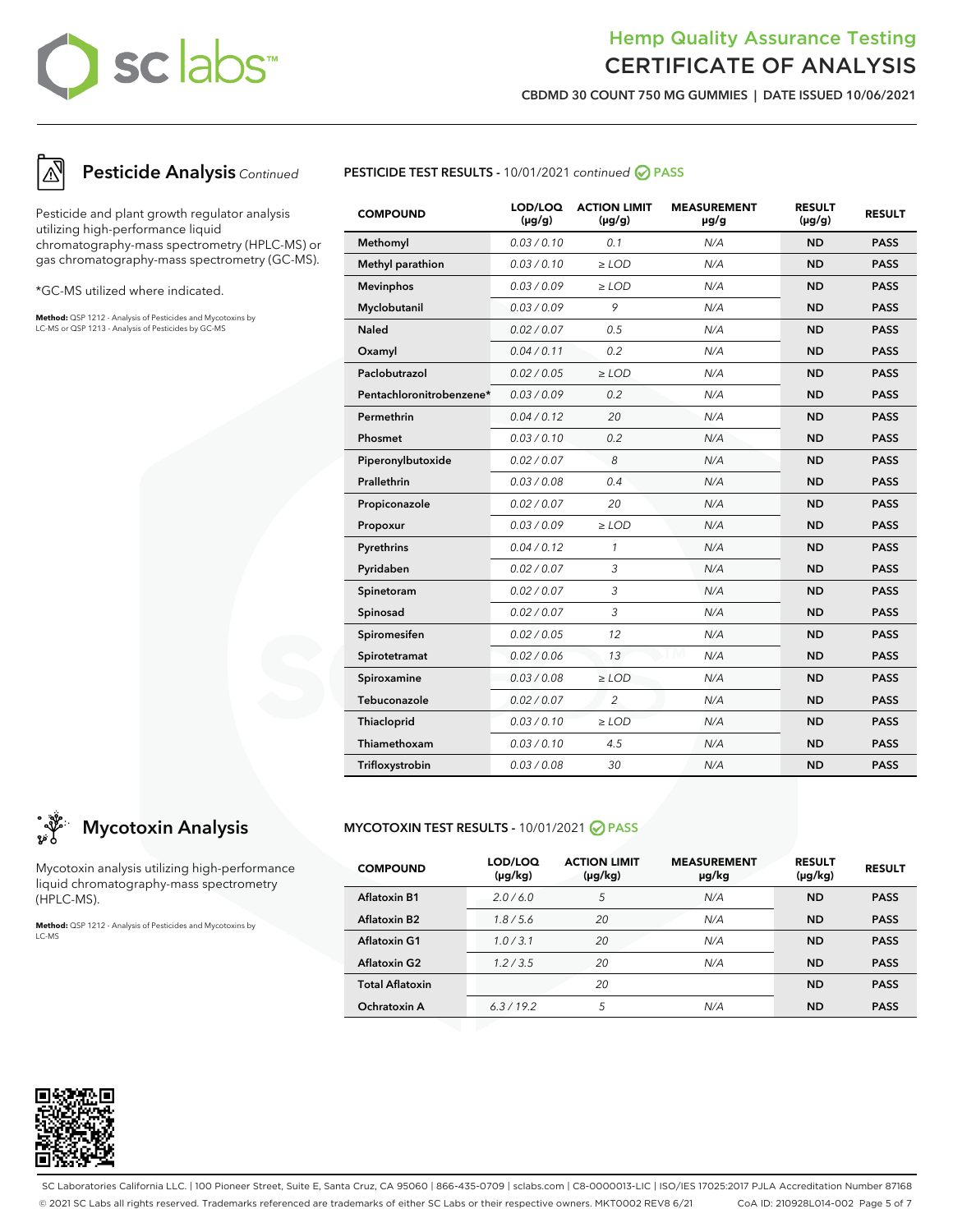# Hemp Quality Assurance Testing
# CERTIFICATE OF ANALYSIS

**CBDMD 30 COUNT 750 MG GUMMIES | DATE ISSUED 10/06/2021**

## Pesticide Analysis *Continued*

Pesticide and plant growth regulator analysis utilizing high-performance liquid chromatography-mass spectrometry (HPLC-MS) or gas chromatography-mass spectrometry (GC-MS).

*GC-MS utilized where indicated.

**Method:** QSP 1212 - Analysis of Pesticides and Mycotoxins by LC-MS or QSP 1213 - Analysis of Pesticides by GC-MS

**PESTICIDE TEST RESULTS -** 10/01/2021 *continued* PASS

| COMPOUND | LOD/LOQ (μg/g) | ACTION LIMIT (μg/g) | MEASUREMENT μg/g | RESULT (μg/g) | RESULT |
|---|---|---|---|---|---|
| Methomyl | 0.03 / 0.10 | 0.1 | N/A | ND | PASS |
| Methyl parathion | 0.03 / 0.10 | ≥ LOD | N/A | ND | PASS |
| Mevinphos | 0.03 / 0.09 | ≥ LOD | N/A | ND | PASS |
| Myclobutanil | 0.03 / 0.09 | 9 | N/A | ND | PASS |
| Naled | 0.02 / 0.07 | 0.5 | N/A | ND | PASS |
| Oxamyl | 0.04 / 0.11 | 0.2 | N/A | ND | PASS |
| Paclobutrazol | 0.02 / 0.05 | ≥ LOD | N/A | ND | PASS |
| Pentachloronitrobenzene* | 0.03 / 0.09 | 0.2 | N/A | ND | PASS |
| Permethrin | 0.04 / 0.12 | 20 | N/A | ND | PASS |
| Phosmet | 0.03 / 0.10 | 0.2 | N/A | ND | PASS |
| Piperonylbutoxide | 0.02 / 0.07 | 8 | N/A | ND | PASS |
| Prallethrin | 0.03 / 0.08 | 0.4 | N/A | ND | PASS |
| Propiconazole | 0.02 / 0.07 | 20 | N/A | ND | PASS |
| Propoxur | 0.03 / 0.09 | ≥ LOD | N/A | ND | PASS |
| Pyrethrins | 0.04 / 0.12 | 1 | N/A | ND | PASS |
| Pyridaben | 0.02 / 0.07 | 3 | N/A | ND | PASS |
| Spinetoram | 0.02 / 0.07 | 3 | N/A | ND | PASS |
| Spinosad | 0.02 / 0.07 | 3 | N/A | ND | PASS |
| Spiromesifen | 0.02 / 0.05 | 12 | N/A | ND | PASS |
| Spirotetramat | 0.02 / 0.06 | 13 | N/A | ND | PASS |
| Spiroxamine | 0.03 / 0.08 | ≥ LOD | N/A | ND | PASS |
| Tebuconazole | 0.02 / 0.07 | 2 | N/A | ND | PASS |
| Thiacloprid | 0.03 / 0.10 | ≥ LOD | N/A | ND | PASS |
| Thiamethoxam | 0.03 / 0.10 | 4.5 | N/A | ND | PASS |
| Trifloxystrobin | 0.03 / 0.08 | 30 | N/A | ND | PASS |

## Mycotoxin Analysis

Mycotoxin analysis utilizing high-performance liquid chromatography-mass spectrometry (HPLC-MS).

**Method:** QSP 1212 - Analysis of Pesticides and Mycotoxins by LC-MS

**MYCOTOXIN TEST RESULTS -** 10/01/2021 PASS

| COMPOUND | LOD/LOQ (μg/kg) | ACTION LIMIT (μg/kg) | MEASUREMENT μg/kg | RESULT (μg/kg) | RESULT |
|---|---|---|---|---|---|
| Aflatoxin B1 | 2.0 / 6.0 | 5 | N/A | ND | PASS |
| Aflatoxin B2 | 1.8 / 5.6 | 20 | N/A | ND | PASS |
| Aflatoxin G1 | 1.0 / 3.1 | 20 | N/A | ND | PASS |
| Aflatoxin G2 | 1.2 / 3.5 | 20 | N/A | ND | PASS |
| Total Aflatoxin | | 20 | | ND | PASS |
| Ochratoxin A | 6.3 / 19.2 | 5 | N/A | ND | PASS |

SC Laboratories California LLC. | 100 Pioneer Street, Suite E, Santa Cruz, CA 95060 | 866-435-0709 | sclabs.com | C8-0000013-LIC | ISO/IES 17025:2017 PJLA Accreditation Number 87168
© 2021 SC Labs all rights reserved. Trademarks referenced are trademarks of either SC Labs or their respective owners. MKT0002 REV8 6/21 CoA ID: 210928L014-002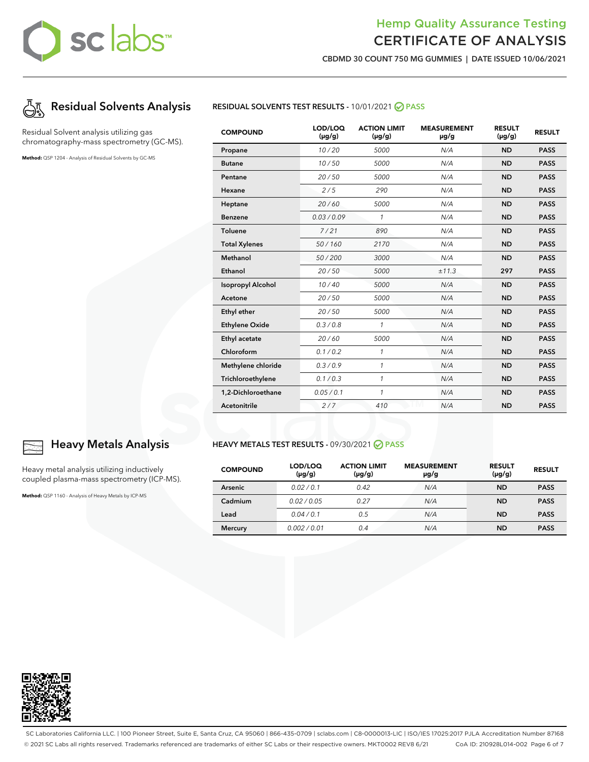# Hemp Quality Assurance Testing
# CERTIFICATE OF ANALYSIS

**CBDMD 30 COUNT 750 MG GUMMIES | DATE ISSUED 10/06/2021**

## Residual Solvents Analysis

Residual Solvent analysis utilizing gas chromatography-mass spectrometry (GC-MS).

**Method:** QSP 1204 - Analysis of Residual Solvents by GC-MS

**RESIDUAL SOLVENTS TEST RESULTS** - 10/01/2021 PASS

| COMPOUND | LOD/LOQ (µg/g) | ACTION LIMIT (µg/g) | MEASUREMENT µg/g | RESULT (µg/g) | RESULT |
|---|---|---|---|---|---|
| Propane | *10 / 20* | *5000* | *N/A* | **ND** | **PASS** |
| Butane | *10 / 50* | *5000* | *N/A* | **ND** | **PASS** |
| Pentane | *20 / 50* | *5000* | *N/A* | **ND** | **PASS** |
| Hexane | *2 / 5* | *290* | *N/A* | **ND** | **PASS** |
| Heptane | *20 / 60* | *5000* | *N/A* | **ND** | **PASS** |
| Benzene | *0.03 / 0.09* | *1* | *N/A* | **ND** | **PASS** |
| Toluene | *7 / 21* | *890* | *N/A* | **ND** | **PASS** |
| Total Xylenes | *50 / 160* | *2170* | *N/A* | **ND** | **PASS** |
| Methanol | *50 / 200* | *3000* | *N/A* | **ND** | **PASS** |
| Ethanol | *20 / 50* | *5000* | *±11.3* | **297** | **PASS** |
| Isopropyl Alcohol | *10 / 40* | *5000* | *N/A* | **ND** | **PASS** |
| Acetone | *20 / 50* | *5000* | *N/A* | **ND** | **PASS** |
| Ethyl ether | *20 / 50* | *5000* | *N/A* | **ND** | **PASS** |
| Ethylene Oxide | *0.3 / 0.8* | *1* | *N/A* | **ND** | **PASS** |
| Ethyl acetate | *20 / 60* | *5000* | *N/A* | **ND** | **PASS** |
| Chloroform | *0.1 / 0.2* | *1* | *N/A* | **ND** | **PASS** |
| Methylene chloride | *0.3 / 0.9* | *1* | *N/A* | **ND** | **PASS** |
| Trichloroethylene | *0.1 / 0.3* | *1* | *N/A* | **ND** | **PASS** |
| 1,2-Dichloroethane | *0.05 / 0.1* | *1* | *N/A* | **ND** | **PASS** |
| Acetonitrile | *2 / 7* | *410* | *N/A* | **ND** | **PASS** |

## Heavy Metals Analysis

Heavy metal analysis utilizing inductively coupled plasma-mass spectrometry (ICP-MS).

**Method:** QSP 1160 - Analysis of Heavy Metals by ICP-MS

**HEAVY METALS TEST RESULTS** - 09/30/2021 PASS

| COMPOUND | LOD/LOQ (µg/g) | ACTION LIMIT (µg/g) | MEASUREMENT µg/g | RESULT (µg/g) | RESULT |
|---|---|---|---|---|---|
| Arsenic | *0.02 / 0.1* | *0.42* | *N/A* | **ND** | **PASS** |
| Cadmium | *0.02 / 0.05* | *0.27* | *N/A* | **ND** | **PASS** |
| Lead | *0.04 / 0.1* | *0.5* | *N/A* | **ND** | **PASS** |
| Mercury | *0.002 / 0.01* | *0.4* | *N/A* | **ND** | **PASS** |

SC Laboratories California LLC. | 100 Pioneer Street, Suite E, Santa Cruz, CA 95060 | 866-435-0709 | sclabs.com | C8-0000013-LIC | ISO/IES 17025:2017 PJLA Accreditation Number 87168
© 2021 SC Labs all rights reserved. Trademarks referenced are trademarks of either SC Labs or their respective owners. MKT0002 REV8 6/21 CoA ID: 210928L014-002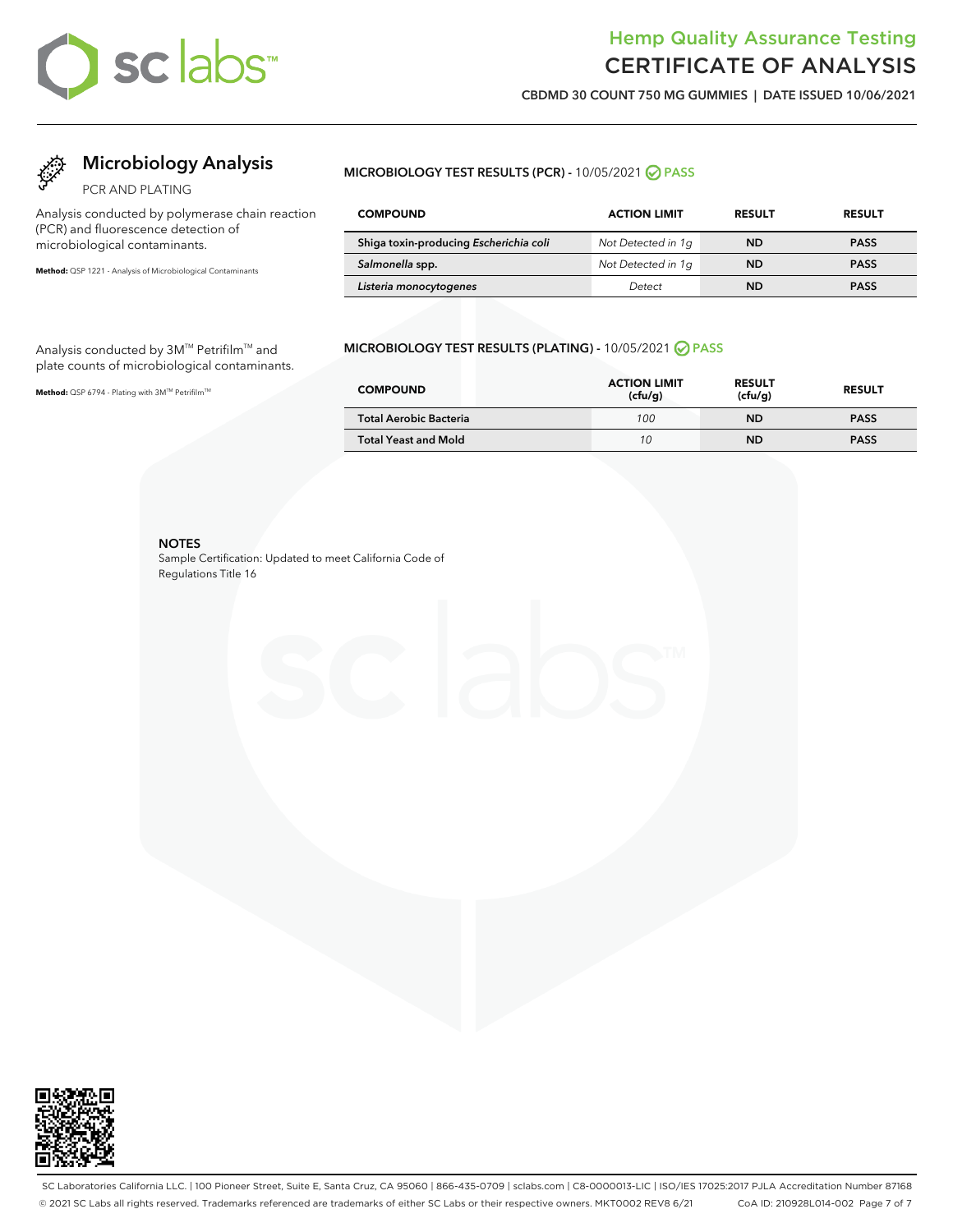## Microbiology Analysis

PCR AND PLATING

Analysis conducted by polymerase chain reaction (PCR) and fluorescence detection of microbiological contaminants.

**Method:** QSP 1221 - Analysis of Microbiological Contaminants

### MICROBIOLOGY TEST RESULTS (PCR) - 10/05/2021 PASS

| COMPOUND | ACTION LIMIT | RESULT | RESULT |
| --- | --- | --- | --- |
| **Shiga toxin-producing *Escherichia coli*** | *Not Detected in 1g* | **ND** | **PASS** |
| ***Salmonella* spp.** | *Not Detected in 1g* | **ND** | **PASS** |
| ***Listeria monocytogenes*** | *Detect* | **ND** | **PASS** |

Analysis conducted by 3M™ Petrifilm™ and plate counts of microbiological contaminants.

**Method:** QSP 6794 - Plating with 3M™ Petrifilm™

### MICROBIOLOGY TEST RESULTS (PLATING) - 10/05/2021 PASS

| COMPOUND | ACTION LIMIT (cfu/g) | RESULT (cfu/g) | RESULT |
| --- | --- | --- | --- |
| **Total Aerobic Bacteria** | *100* | **ND** | **PASS** |
| **Total Yeast and Mold** | *10* | **ND** | **PASS** |

**NOTES**

Sample Certification: Updated to meet California Code of Regulations Title 16